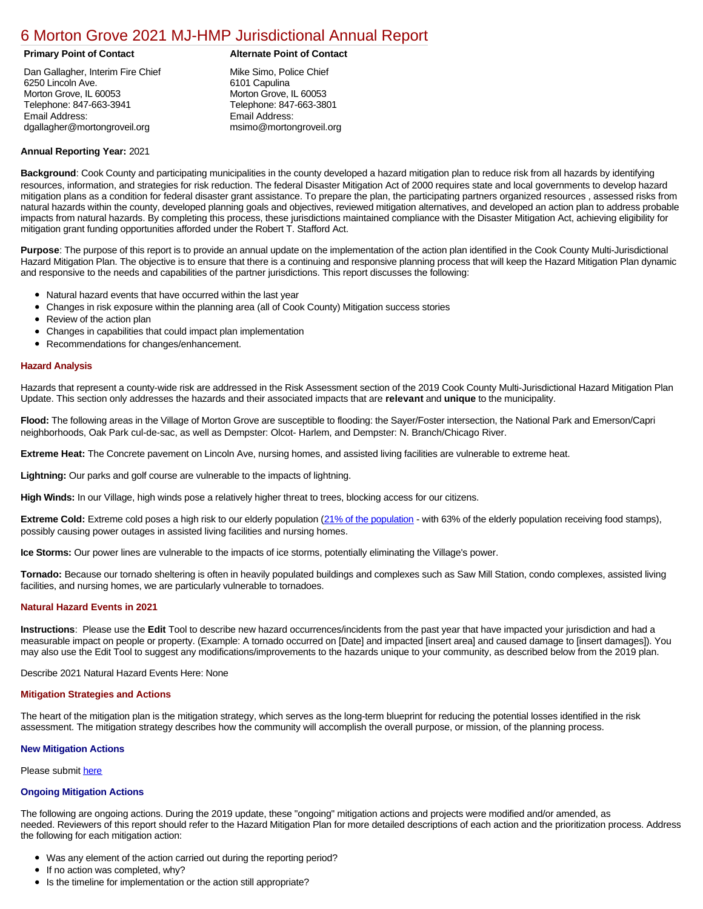# 6 Morton Grove 2021 MJ-HMP Jurisdictional Annual Report

**Primary Point of Contact**

Dan Gallagher, Interim Fire Chief
6250 Lincoln Ave.
Morton Grove, IL 60053
Telephone: 847-663-3941
Email Address:
dgallagher@mortongroveil.org

**Alternate Point of Contact**

Mike Simo, Police Chief
6101 Capulina
Morton Grove, IL 60053
Telephone: 847-663-3801
Email Address:
msimo@mortongroveil.org

**Annual Reporting Year:** 2021

**Background**: Cook County and participating municipalities in the county developed a hazard mitigation plan to reduce risk from all hazards by identifying resources, information, and strategies for risk reduction. The federal Disaster Mitigation Act of 2000 requires state and local governments to develop hazard mitigation plans as a condition for federal disaster grant assistance. To prepare the plan, the participating partners organized resources , assessed risks from natural hazards within the county, developed planning goals and objectives, reviewed mitigation alternatives, and developed an action plan to address probable impacts from natural hazards. By completing this process, these jurisdictions maintained compliance with the Disaster Mitigation Act, achieving eligibility for mitigation grant funding opportunities afforded under the Robert T. Stafford Act.

**Purpose**: The purpose of this report is to provide an annual update on the implementation of the action plan identified in the Cook County Multi-Jurisdictional Hazard Mitigation Plan. The objective is to ensure that there is a continuing and responsive planning process that will keep the Hazard Mitigation Plan dynamic and responsive to the needs and capabilities of the partner jurisdictions. This report discusses the following:

- Natural hazard events that have occurred within the last year
- Changes in risk exposure within the planning area (all of Cook County) Mitigation success stories
- Review of the action plan
- Changes in capabilities that could impact plan implementation
- Recommendations for changes/enhancement.

### Hazard Analysis

Hazards that represent a county-wide risk are addressed in the Risk Assessment section of the 2019 Cook County Multi-Jurisdictional Hazard Mitigation Plan Update. This section only addresses the hazards and their associated impacts that are **relevant** and **unique** to the municipality.

**Flood:** The following areas in the Village of Morton Grove are susceptible to flooding: the Sayer/Foster intersection, the National Park and Emerson/Capri neighborhoods, Oak Park cul-de-sac, as well as Dempster: Olcot- Harlem, and Dempster: N. Branch/Chicago River.

**Extreme Heat:** The Concrete pavement on Lincoln Ave, nursing homes, and assisted living facilities are vulnerable to extreme heat.

**Lightning:** Our parks and golf course are vulnerable to the impacts of lightning.

**High Winds:** In our Village, high winds pose a relatively higher threat to trees, blocking access for our citizens.

**Extreme Cold:** Extreme cold poses a high risk to our elderly population (21% of the population - with 63% of the elderly population receiving food stamps), possibly causing power outages in assisted living facilities and nursing homes.

**Ice Storms:** Our power lines are vulnerable to the impacts of ice storms, potentially eliminating the Village's power.

**Tornado:** Because our tornado sheltering is often in heavily populated buildings and complexes such as Saw Mill Station, condo complexes, assisted living facilities, and nursing homes, we are particularly vulnerable to tornadoes.

### Natural Hazard Events in 2021

**Instructions**: Please use the **Edit** Tool to describe new hazard occurrences/incidents from the past year that have impacted your jurisdiction and had a measurable impact on people or property. (Example: A tornado occurred on [Date] and impacted [insert area] and caused damage to [insert damages]). You may also use the Edit Tool to suggest any modifications/improvements to the hazards unique to your community, as described below from the 2019 plan.

Describe 2021 Natural Hazard Events Here: None

### Mitigation Strategies and Actions

The heart of the mitigation plan is the mitigation strategy, which serves as the long-term blueprint for reducing the potential losses identified in the risk assessment. The mitigation strategy describes how the community will accomplish the overall purpose, or mission, of the planning process.

#### New Mitigation Actions

Please submit here

#### Ongoing Mitigation Actions

The following are ongoing actions. During the 2019 update, these "ongoing" mitigation actions and projects were modified and/or amended, as needed. Reviewers of this report should refer to the Hazard Mitigation Plan for more detailed descriptions of each action and the prioritization process. Address the following for each mitigation action:

- Was any element of the action carried out during the reporting period?
- If no action was completed, why?
- Is the timeline for implementation or the action still appropriate?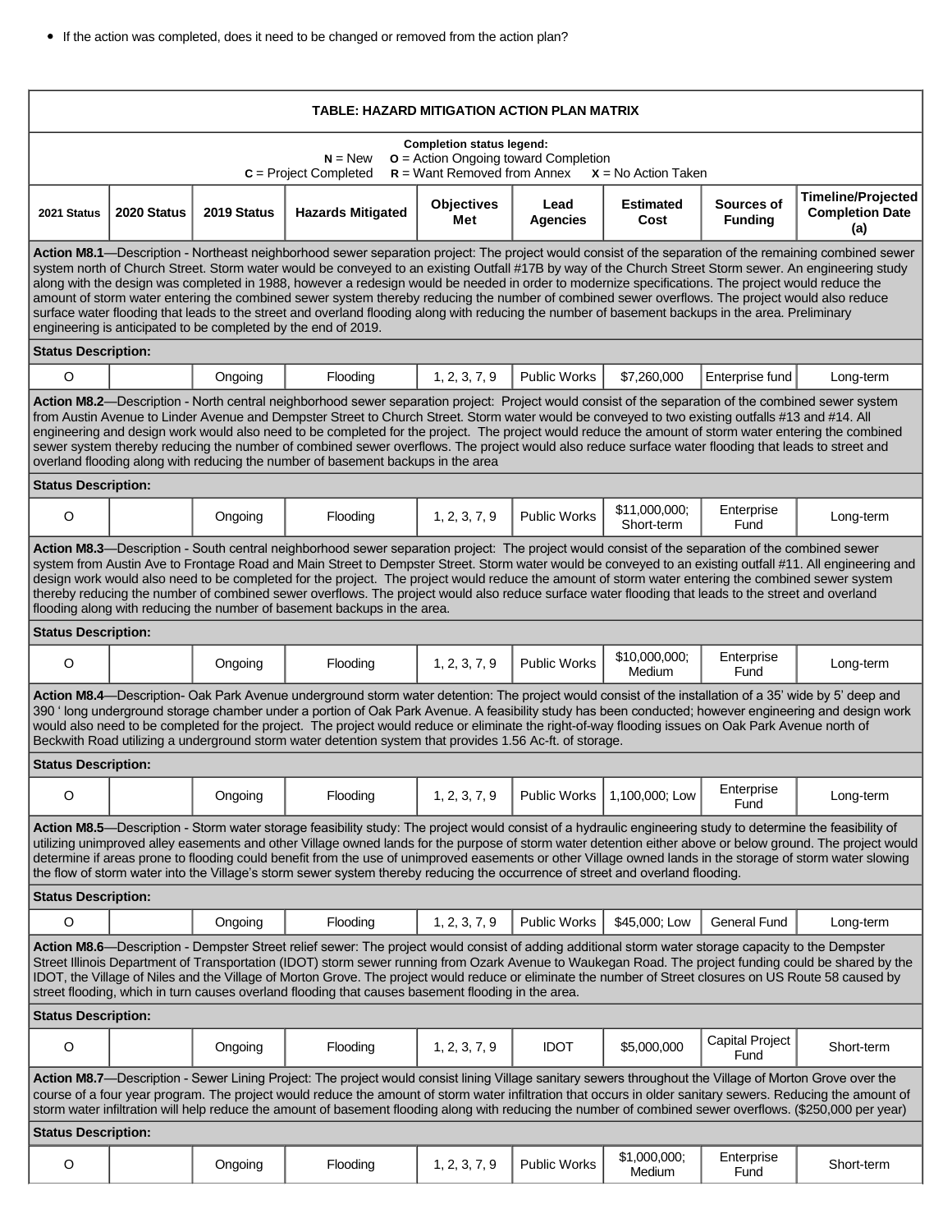- If the action was completed, does it need to be changed or removed from the action plan?

**TABLE: HAZARD MITIGATION ACTION PLAN MATRIX**

**Completion status legend:**
**N** = New **O** = Action Ongoing toward Completion
**C** = Project Completed **R** = Want Removed from Annex **X** = No Action Taken

| 2021 Status | 2020 Status | 2019 Status | Hazards Mitigated | Objectives Met | Lead Agencies | Estimated Cost | Sources of Funding | Timeline/Projected Completion Date (a) |
|---|---|---|---|---|---|---|---|---|
| **Action M8.1**—Description - Northeast neighborhood sewer separation project: The project would consist of the separation of the remaining combined sewer system north of Church Street. Storm water would be conveyed to an existing Outfall #17B by way of the Church Street Storm sewer. An engineering study along with the design was completed in 1988, however a redesign would be needed in order to modernize specifications. The project would reduce the amount of storm water entering the combined sewer system thereby reducing the number of combined sewer overflows. The project would also reduce surface water flooding that leads to the street and overland flooding along with reducing the number of basement backups in the area. Preliminary engineering is anticipated to be completed by the end of 2019. | | | | | | | | |
| **Status Description:** | | | | | | | | |
| O | | Ongoing | Flooding | 1, 2, 3, 7, 9 | Public Works | $7,260,000 | Enterprise fund | Long-term |
| **Action M8.2**—Description - North central neighborhood sewer separation project: Project would consist of the separation of the combined sewer system from Austin Avenue to Linder Avenue and Dempster Street to Church Street. Storm water would be conveyed to two existing outfalls #13 and #14. All engineering and design work would also need to be completed for the project. The project would reduce the amount of storm water entering the combined sewer system thereby reducing the number of combined sewer overflows. The project would also reduce surface water flooding that leads to street and overland flooding along with reducing the number of basement backups in the area | | | | | | | | |
| **Status Description:** | | | | | | | | |
| O | | Ongoing | Flooding | 1, 2, 3, 7, 9 | Public Works | $11,000,000; Short-term | Enterprise Fund | Long-term |
| **Action M8.3**—Description - South central neighborhood sewer separation project: The project would consist of the separation of the combined sewer system from Austin Ave to Frontage Road and Main Street to Dempster Street. Storm water would be conveyed to an existing outfall #11. All engineering and design work would also need to be completed for the project. The project would reduce the amount of storm water entering the combined sewer system thereby reducing the number of combined sewer overflows. The project would also reduce surface water flooding that leads to the street and overland flooding along with reducing the number of basement backups in the area. | | | | | | | | |
| **Status Description:** | | | | | | | | |
| O | | Ongoing | Flooding | 1, 2, 3, 7, 9 | Public Works | $10,000,000; Medium | Enterprise Fund | Long-term |
| **Action M8.4**—Description- Oak Park Avenue underground storm water detention: The project would consist of the installation of a 35' wide by 5' deep and 390 ' long underground storage chamber under a portion of Oak Park Avenue. A feasibility study has been conducted; however engineering and design work would also need to be completed for the project. The project would reduce or eliminate the right-of-way flooding issues on Oak Park Avenue north of Beckwith Road utilizing a underground storm water detention system that provides 1.56 Ac-ft. of storage. | | | | | | | | |
| **Status Description:** | | | | | | | | |
| O | | Ongoing | Flooding | 1, 2, 3, 7, 9 | Public Works | 1,100,000; Low | Enterprise Fund | Long-term |
| **Action M8.5**—Description - Storm water storage feasibility study: The project would consist of a hydraulic engineering study to determine the feasibility of utilizing unimproved alley easements and other Village owned lands for the purpose of storm water detention either above or below ground. The project would determine if areas prone to flooding could benefit from the use of unimproved easements or other Village owned lands in the storage of storm water slowing the flow of storm water into the Village's storm sewer system thereby reducing the occurrence of street and overland flooding. | | | | | | | | |
| **Status Description:** | | | | | | | | |
| O | | Ongoing | Flooding | 1, 2, 3, 7, 9 | Public Works | $45,000; Low | General Fund | Long-term |
| **Action M8.6**—Description - Dempster Street relief sewer: The project would consist of adding additional storm water storage capacity to the Dempster Street Illinois Department of Transportation (IDOT) storm sewer running from Ozark Avenue to Waukegan Road. The project funding could be shared by the IDOT, the Village of Niles and the Village of Morton Grove. The project would reduce or eliminate the number of Street closures on US Route 58 caused by street flooding, which in turn causes overland flooding that causes basement flooding in the area. | | | | | | | | |
| **Status Description:** | | | | | | | | |
| O | | Ongoing | Flooding | 1, 2, 3, 7, 9 | IDOT | $5,000,000 | Capital Project Fund | Short-term |
| **Action M8.7**—Description - Sewer Lining Project: The project would consist lining Village sanitary sewers throughout the Village of Morton Grove over the course of a four year program. The project would reduce the amount of storm water infiltration that occurs in older sanitary sewers. Reducing the amount of storm water infiltration will help reduce the amount of basement flooding along with reducing the number of combined sewer overflows. ($250,000 per year) | | | | | | | | |
| **Status Description:** | | | | | | | | |
| O | | Ongoing | Flooding | 1, 2, 3, 7, 9 | Public Works | $1,000,000; Medium | Enterprise Fund | Short-term |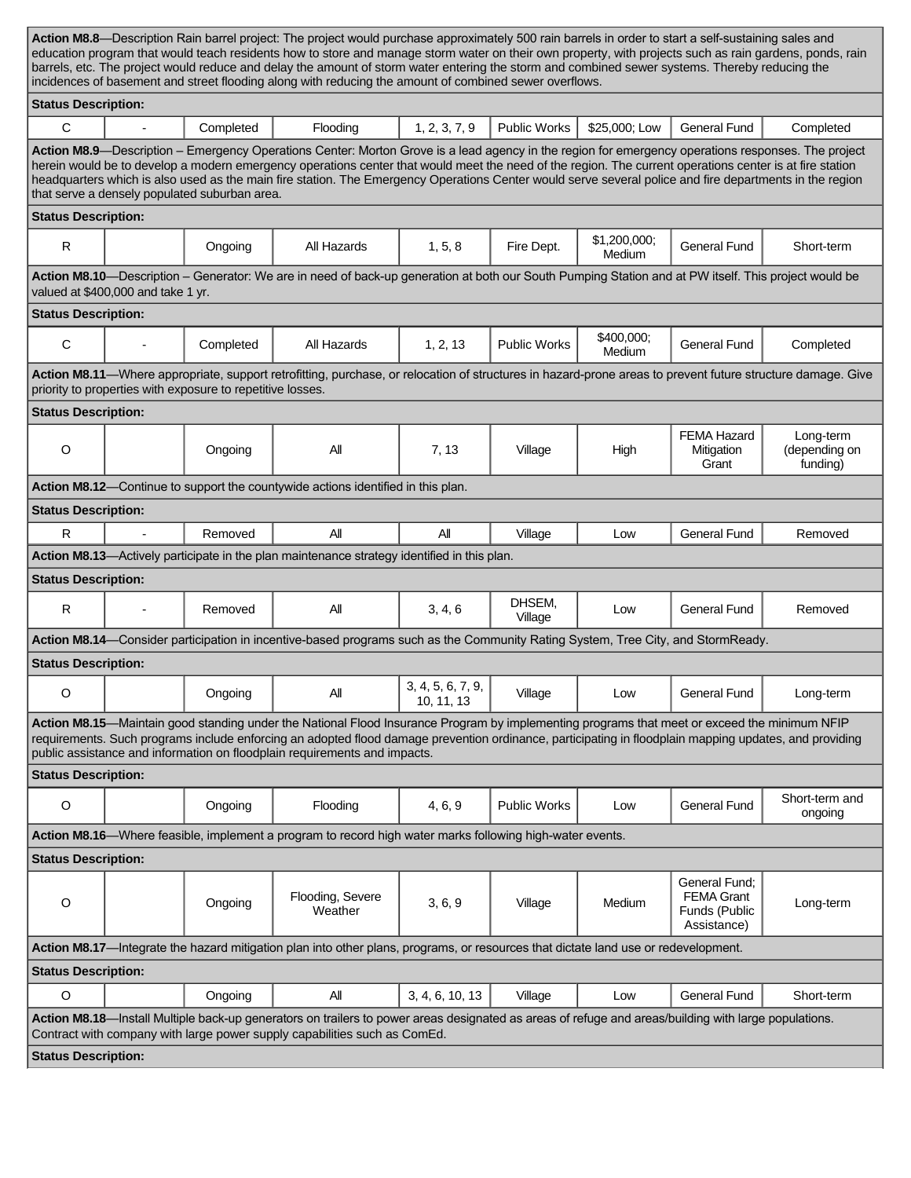**Action M8.8**—Description Rain barrel project: The project would purchase approximately 500 rain barrels in order to start a self-sustaining sales and education program that would teach residents how to store and manage storm water on their own property, with projects such as rain gardens, ponds, rain barrels, etc. The project would reduce and delay the amount of storm water entering the storm and combined sewer systems. Thereby reducing the incidences of basement and street flooding along with reducing the amount of combined sewer overflows.

**Status Description:**

| | | | | | | | | |
|---|---|---|---|---|---|---|---|---|
| C | - | Completed | Flooding | 1, 2, 3, 7, 9 | Public Works | $25,000; Low | General Fund | Completed |

**Action M8.9**—Description – Emergency Operations Center: Morton Grove is a lead agency in the region for emergency operations responses. The project herein would be to develop a modern emergency operations center that would meet the need of the region. The current operations center is at fire station headquarters which is also used as the main fire station. The Emergency Operations Center would serve several police and fire departments in the region that serve a densely populated suburban area.

**Status Description:**

| | | | | | | | | |
|---|---|---|---|---|---|---|---|---|
| R | | Ongoing | All Hazards | 1, 5, 8 | Fire Dept. | $1,200,000; Medium | General Fund | Short-term |

**Action M8.10**—Description – Generator: We are in need of back-up generation at both our South Pumping Station and at PW itself. This project would be valued at $400,000 and take 1 yr.

**Status Description:**

| | | | | | | | | |
|---|---|---|---|---|---|---|---|---|
| C | - | Completed | All Hazards | 1, 2, 13 | Public Works | $400,000; Medium | General Fund | Completed |

**Action M8.11**—Where appropriate, support retrofitting, purchase, or relocation of structures in hazard-prone areas to prevent future structure damage. Give priority to properties with exposure to repetitive losses.

**Status Description:**

| | | | | | | | | |
|---|---|---|---|---|---|---|---|---|
| O | | Ongoing | All | 7, 13 | Village | High | FEMA Hazard Mitigation Grant | Long-term (depending on funding) |

**Action M8.12**—Continue to support the countywide actions identified in this plan.

**Status Description:**

| | | | | | | | | |
|---|---|---|---|---|---|---|---|---|
| R | - | Removed | All | All | Village | Low | General Fund | Removed |

**Action M8.13**—Actively participate in the plan maintenance strategy identified in this plan.

**Status Description:**

| | | | | | | | | |
|---|---|---|---|---|---|---|---|---|
| R | - | Removed | All | 3, 4, 6 | DHSEM, Village | Low | General Fund | Removed |

**Action M8.14**—Consider participation in incentive-based programs such as the Community Rating System, Tree City, and StormReady.

**Status Description:**

| | | | | | | | | |
|---|---|---|---|---|---|---|---|---|
| O | | Ongoing | All | 3, 4, 5, 6, 7, 9, 10, 11, 13 | Village | Low | General Fund | Long-term |

**Action M8.15**—Maintain good standing under the National Flood Insurance Program by implementing programs that meet or exceed the minimum NFIP requirements. Such programs include enforcing an adopted flood damage prevention ordinance, participating in floodplain mapping updates, and providing public assistance and information on floodplain requirements and impacts.

**Status Description:**

| | | | | | | | | |
|---|---|---|---|---|---|---|---|---|
| O | | Ongoing | Flooding | 4, 6, 9 | Public Works | Low | General Fund | Short-term and ongoing |

**Action M8.16**—Where feasible, implement a program to record high water marks following high-water events.

**Status Description:**

| | | | | | | | | |
|---|---|---|---|---|---|---|---|---|
| O | | Ongoing | Flooding, Severe Weather | 3, 6, 9 | Village | Medium | General Fund; FEMA Grant Funds (Public Assistance) | Long-term |

**Action M8.17**—Integrate the hazard mitigation plan into other plans, programs, or resources that dictate land use or redevelopment.

**Status Description:**

| | | | | | | | | |
|---|---|---|---|---|---|---|---|---|
| O | | Ongoing | All | 3, 4, 6, 10, 13 | Village | Low | General Fund | Short-term |

**Action M8.18**—Install Multiple back-up generators on trailers to power areas designated as areas of refuge and areas/building with large populations. Contract with company with large power supply capabilities such as ComEd.

**Status Description:**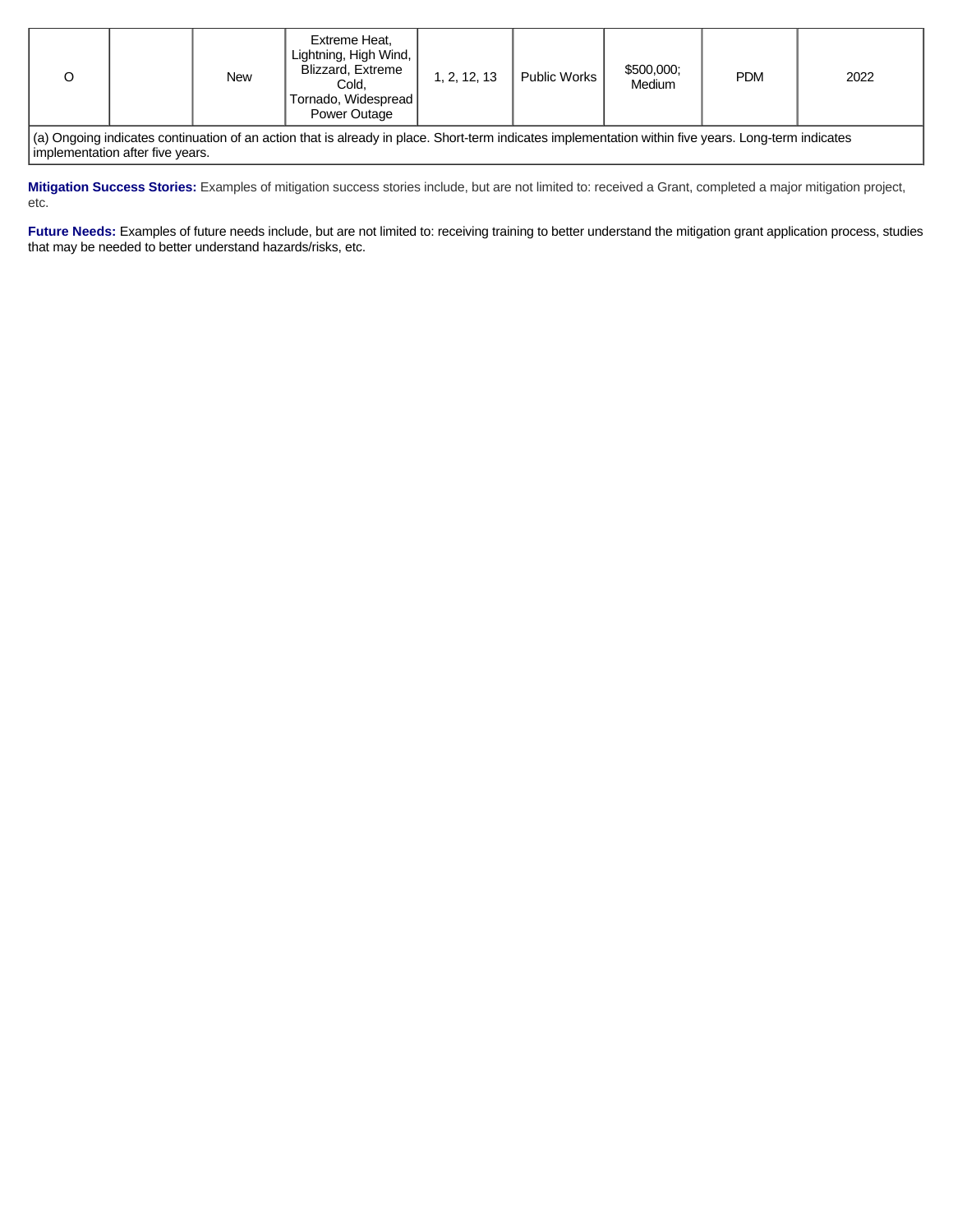| | | | | | | | | |
|---|---|---|---|---|---|---|---|---|
| O | | New | Extreme Heat, Lightning, High Wind, Blizzard, Extreme Cold, Tornado, Widespread Power Outage | 1, 2, 12, 13 | Public Works | $500,000; Medium | PDM | 2022 |
| (a) Ongoing indicates continuation of an action that is already in place. Short-term indicates implementation within five years. Long-term indicates implementation after five years. | | | | | | | | |

**Mitigation Success Stories:** Examples of mitigation success stories include, but are not limited to: received a Grant, completed a major mitigation project, etc.

**Future Needs:** Examples of future needs include, but are not limited to: receiving training to better understand the mitigation grant application process, studies that may be needed to better understand hazards/risks, etc.